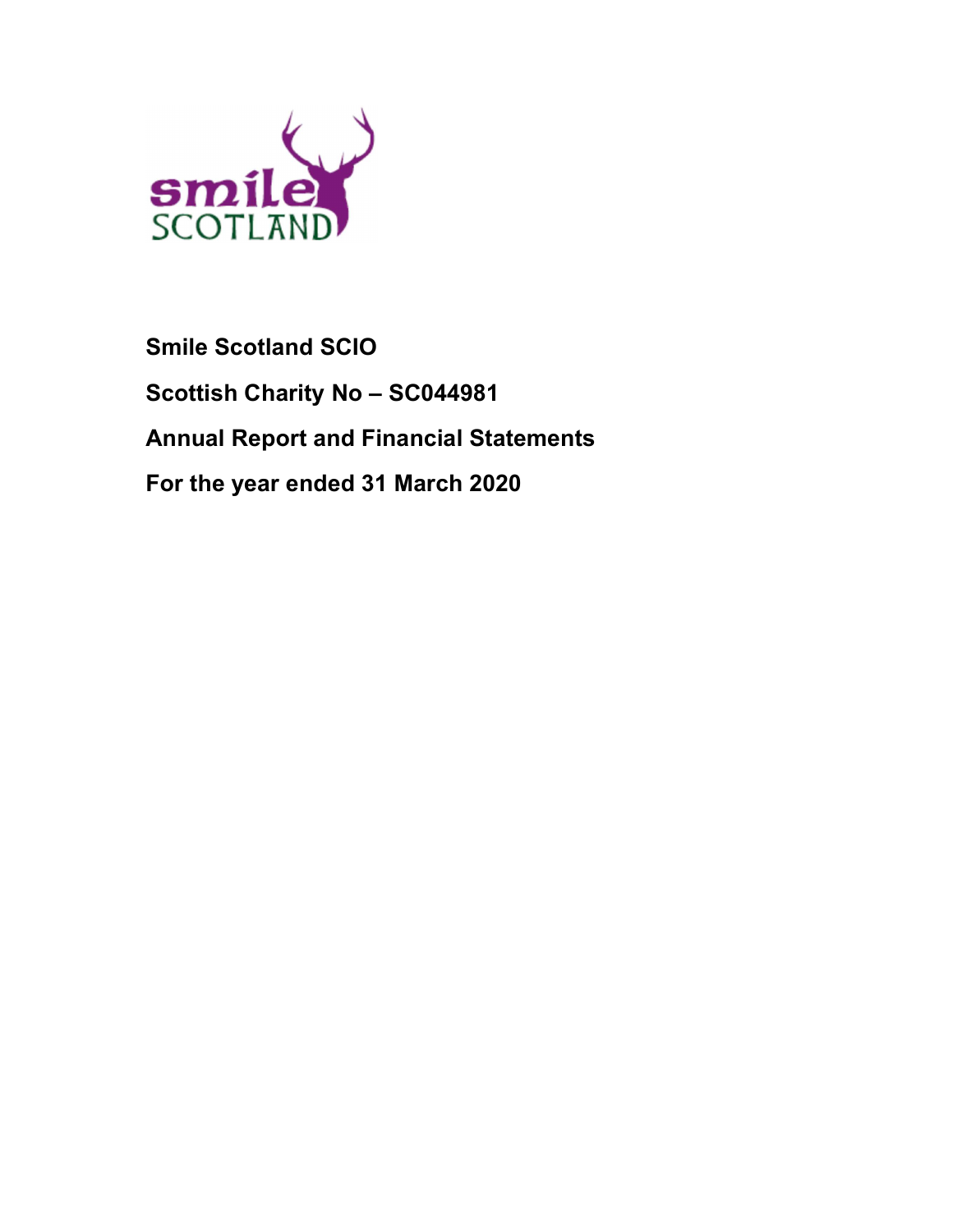**Smile Scotland SCIO**

**Scottish Charity No – SC044981**

**Annual Report and Financial Statements**

**For the year ended 31 March 2020**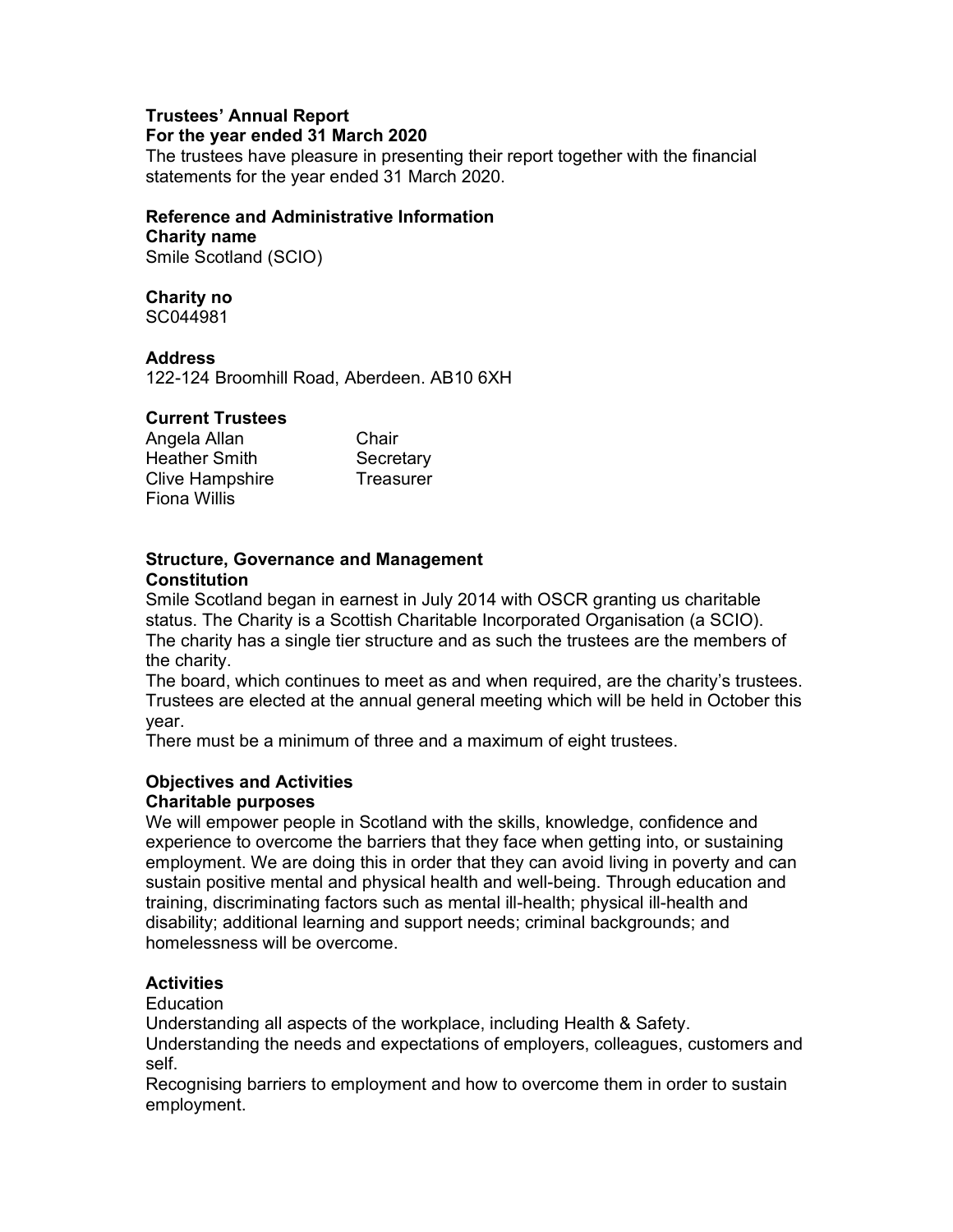**Trustees' Annual Report**
**For the year ended 31 March 2020**

The trustees have pleasure in presenting their report together with the financial statements for the year ended 31 March 2020.

**Reference and Administrative Information**

**Charity name**
Smile Scotland (SCIO)

**Charity no**
SC044981

**Address**
122-124 Broomhill Road, Aberdeen. AB10 6XH

**Current Trustees**

| | |
|---|---|
| Angela Allan | Chair |
| Heather Smith | Secretary |
| Clive Hampshire | Treasurer |
| Fiona Willis | |

**Structure, Governance and Management**

**Constitution**

Smile Scotland began in earnest in July 2014 with OSCR granting us charitable status. The Charity is a Scottish Charitable Incorporated Organisation (a SCIO). The charity has a single tier structure and as such the trustees are the members of the charity.

The board, which continues to meet as and when required, are the charity's trustees. Trustees are elected at the annual general meeting which will be held in October this year.

There must be a minimum of three and a maximum of eight trustees.

**Objectives and Activities**

**Charitable purposes**

We will empower people in Scotland with the skills, knowledge, confidence and experience to overcome the barriers that they face when getting into, or sustaining employment. We are doing this in order that they can avoid living in poverty and can sustain positive mental and physical health and well-being. Through education and training, discriminating factors such as mental ill-health; physical ill-health and disability; additional learning and support needs; criminal backgrounds; and homelessness will be overcome.

**Activities**

Education

Understanding all aspects of the workplace, including Health & Safety.

Understanding the needs and expectations of employers, colleagues, customers and self.

Recognising barriers to employment and how to overcome them in order to sustain employment.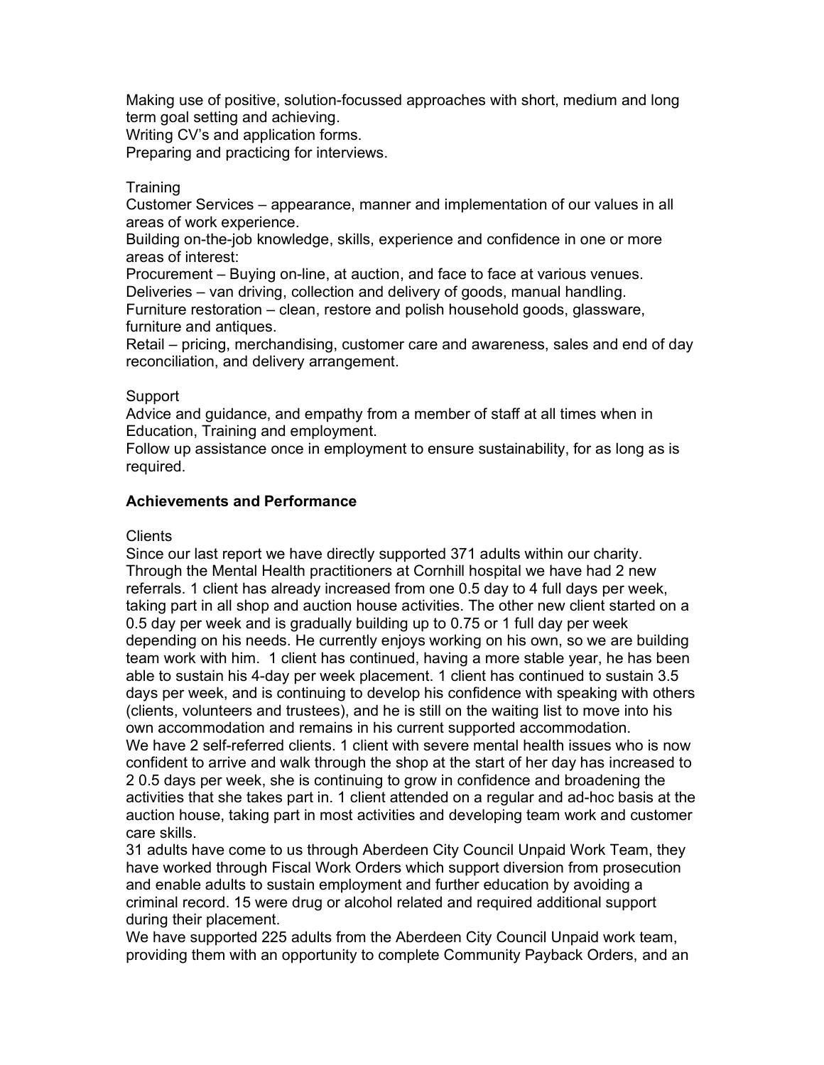Making use of positive, solution-focussed approaches with short, medium and long term goal setting and achieving.
Writing CV's and application forms.
Preparing and practicing for interviews.

Training
Customer Services – appearance, manner and implementation of our values in all areas of work experience.
Building on-the-job knowledge, skills, experience and confidence in one or more areas of interest:
Procurement – Buying on-line, at auction, and face to face at various venues.
Deliveries – van driving, collection and delivery of goods, manual handling.
Furniture restoration – clean, restore and polish household goods, glassware, furniture and antiques.
Retail – pricing, merchandising, customer care and awareness, sales and end of day reconciliation, and delivery arrangement.

Support
Advice and guidance, and empathy from a member of staff at all times when in Education, Training and employment.
Follow up assistance once in employment to ensure sustainability, for as long as is required.

**Achievements and Performance**

Clients
Since our last report we have directly supported 371 adults within our charity. Through the Mental Health practitioners at Cornhill hospital we have had 2 new referrals. 1 client has already increased from one 0.5 day to 4 full days per week, taking part in all shop and auction house activities. The other new client started on a 0.5 day per week and is gradually building up to 0.75 or 1 full day per week depending on his needs. He currently enjoys working on his own, so we are building team work with him. 1 client has continued, having a more stable year, he has been able to sustain his 4-day per week placement. 1 client has continued to sustain 3.5 days per week, and is continuing to develop his confidence with speaking with others (clients, volunteers and trustees), and he is still on the waiting list to move into his own accommodation and remains in his current supported accommodation.
We have 2 self-referred clients. 1 client with severe mental health issues who is now confident to arrive and walk through the shop at the start of her day has increased to 2 0.5 days per week, she is continuing to grow in confidence and broadening the activities that she takes part in. 1 client attended on a regular and ad-hoc basis at the auction house, taking part in most activities and developing team work and customer care skills.
31 adults have come to us through Aberdeen City Council Unpaid Work Team, they have worked through Fiscal Work Orders which support diversion from prosecution and enable adults to sustain employment and further education by avoiding a criminal record. 15 were drug or alcohol related and required additional support during their placement.
We have supported 225 adults from the Aberdeen City Council Unpaid work team, providing them with an opportunity to complete Community Payback Orders, and an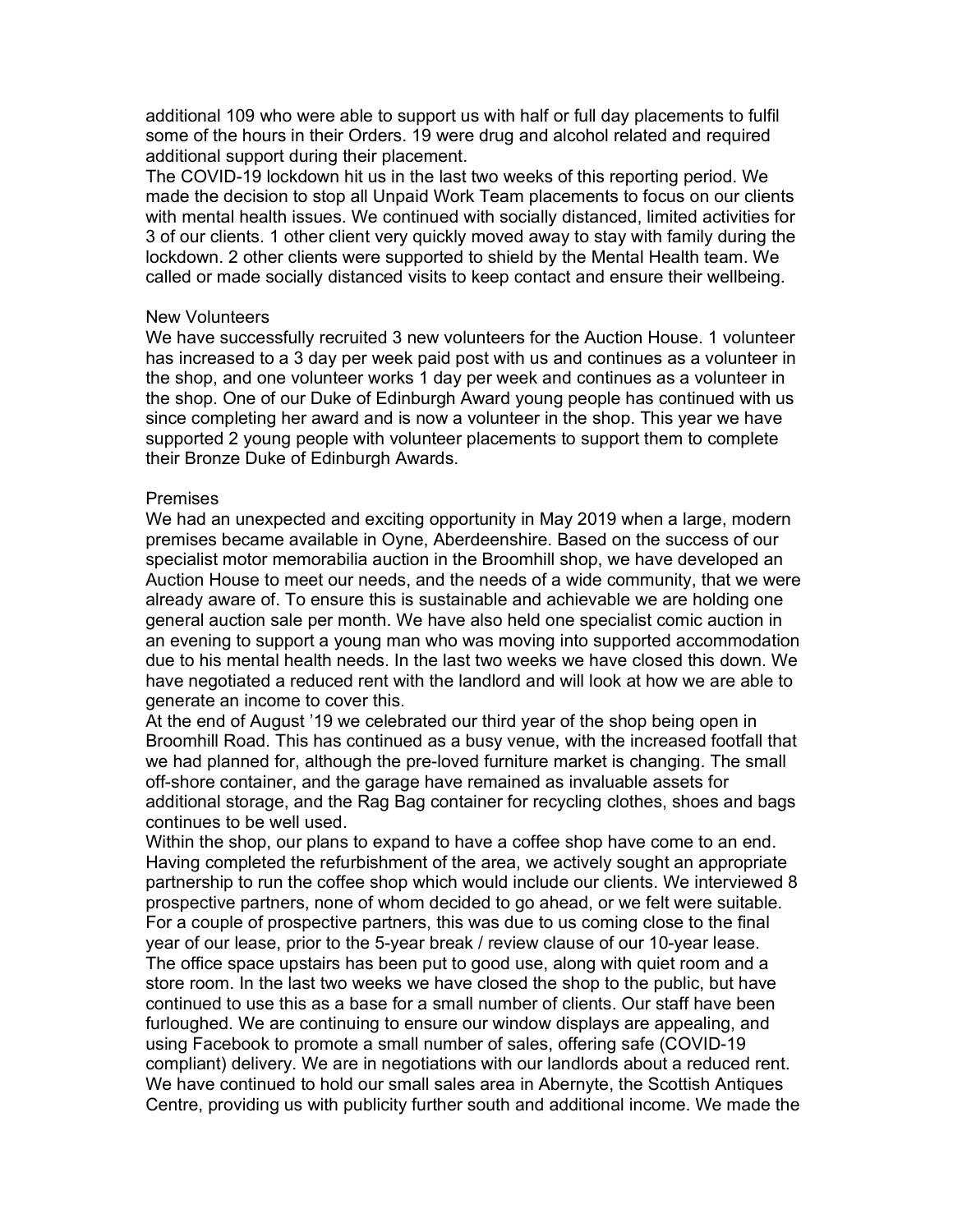additional 109 who were able to support us with half or full day placements to fulfil some of the hours in their Orders. 19 were drug and alcohol related and required additional support during their placement.

The COVID-19 lockdown hit us in the last two weeks of this reporting period. We made the decision to stop all Unpaid Work Team placements to focus on our clients with mental health issues. We continued with socially distanced, limited activities for 3 of our clients. 1 other client very quickly moved away to stay with family during the lockdown. 2 other clients were supported to shield by the Mental Health team. We called or made socially distanced visits to keep contact and ensure their wellbeing.

## New Volunteers

We have successfully recruited 3 new volunteers for the Auction House. 1 volunteer has increased to a 3 day per week paid post with us and continues as a volunteer in the shop, and one volunteer works 1 day per week and continues as a volunteer in the shop. One of our Duke of Edinburgh Award young people has continued with us since completing her award and is now a volunteer in the shop. This year we have supported 2 young people with volunteer placements to support them to complete their Bronze Duke of Edinburgh Awards.

## Premises

We had an unexpected and exciting opportunity in May 2019 when a large, modern premises became available in Oyne, Aberdeenshire. Based on the success of our specialist motor memorabilia auction in the Broomhill shop, we have developed an Auction House to meet our needs, and the needs of a wide community, that we were already aware of. To ensure this is sustainable and achievable we are holding one general auction sale per month. We have also held one specialist comic auction in an evening to support a young man who was moving into supported accommodation due to his mental health needs. In the last two weeks we have closed this down. We have negotiated a reduced rent with the landlord and will look at how we are able to generate an income to cover this.

At the end of August '19 we celebrated our third year of the shop being open in Broomhill Road. This has continued as a busy venue, with the increased footfall that we had planned for, although the pre-loved furniture market is changing. The small off-shore container, and the garage have remained as invaluable assets for additional storage, and the Rag Bag container for recycling clothes, shoes and bags continues to be well used.

Within the shop, our plans to expand to have a coffee shop have come to an end. Having completed the refurbishment of the area, we actively sought an appropriate partnership to run the coffee shop which would include our clients. We interviewed 8 prospective partners, none of whom decided to go ahead, or we felt were suitable. For a couple of prospective partners, this was due to us coming close to the final year of our lease, prior to the 5-year break / review clause of our 10-year lease. The office space upstairs has been put to good use, along with quiet room and a store room. In the last two weeks we have closed the shop to the public, but have continued to use this as a base for a small number of clients. Our staff have been furloughed. We are continuing to ensure our window displays are appealing, and using Facebook to promote a small number of sales, offering safe (COVID-19 compliant) delivery. We are in negotiations with our landlords about a reduced rent. We have continued to hold our small sales area in Abernyte, the Scottish Antiques Centre, providing us with publicity further south and additional income. We made the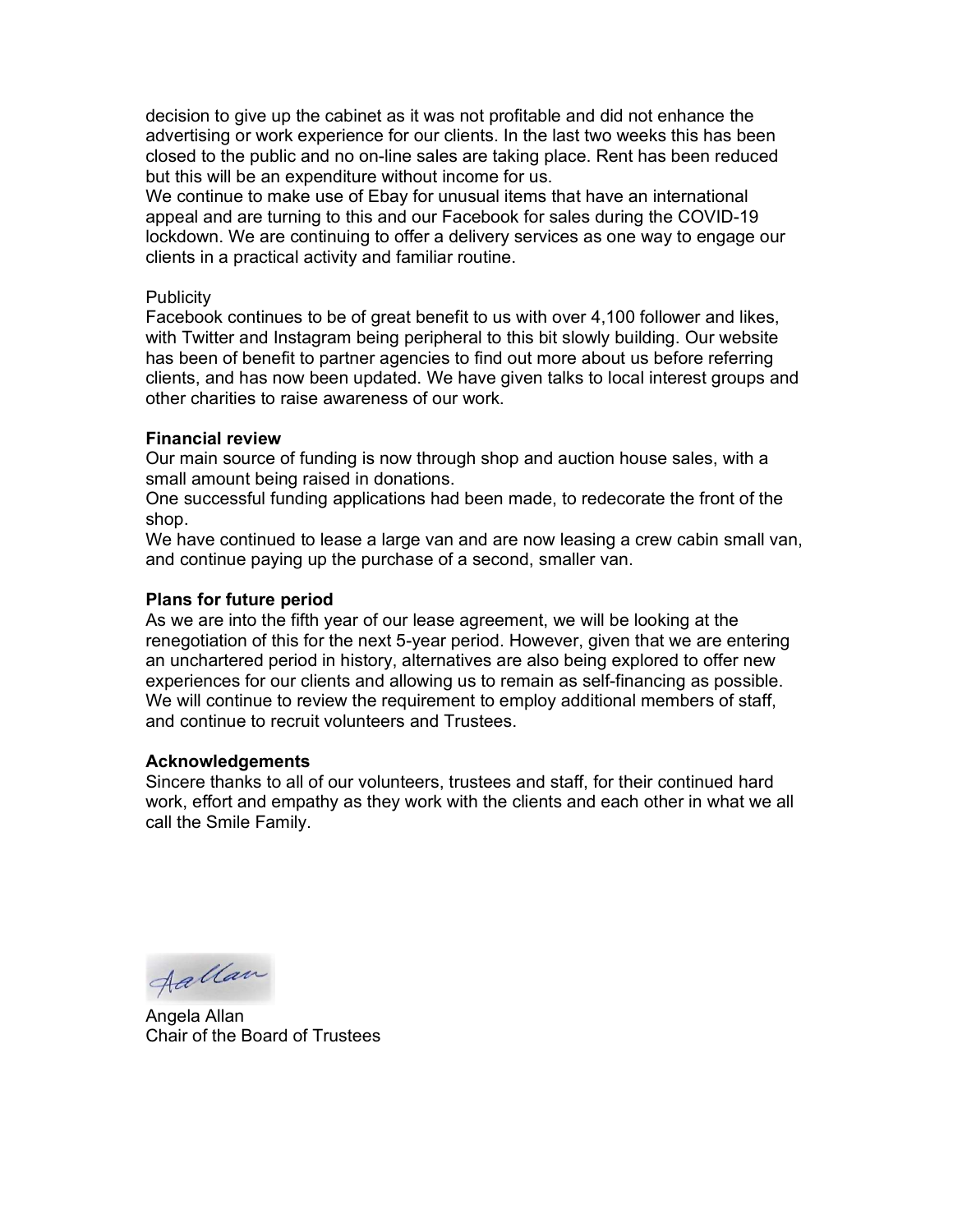decision to give up the cabinet as it was not profitable and did not enhance the advertising or work experience for our clients. In the last two weeks this has been closed to the public and no on-line sales are taking place. Rent has been reduced but this will be an expenditure without income for us.
We continue to make use of Ebay for unusual items that have an international appeal and are turning to this and our Facebook for sales during the COVID-19 lockdown. We are continuing to offer a delivery services as one way to engage our clients in a practical activity and familiar routine.

Publicity
Facebook continues to be of great benefit to us with over 4,100 follower and likes, with Twitter and Instagram being peripheral to this bit slowly building. Our website has been of benefit to partner agencies to find out more about us before referring clients, and has now been updated. We have given talks to local interest groups and other charities to raise awareness of our work.

**Financial review**
Our main source of funding is now through shop and auction house sales, with a small amount being raised in donations.
One successful funding applications had been made, to redecorate the front of the shop.
We have continued to lease a large van and are now leasing a crew cabin small van, and continue paying up the purchase of a second, smaller van.

**Plans for future period**
As we are into the fifth year of our lease agreement, we will be looking at the renegotiation of this for the next 5-year period. However, given that we are entering an unchartered period in history, alternatives are also being explored to offer new experiences for our clients and allowing us to remain as self-financing as possible. We will continue to review the requirement to employ additional members of staff, and continue to recruit volunteers and Trustees.

**Acknowledgements**
Sincere thanks to all of our volunteers, trustees and staff, for their continued hard work, effort and empathy as they work with the clients and each other in what we all call the Smile Family.

AAllan

Angela Allan
Chair of the Board of Trustees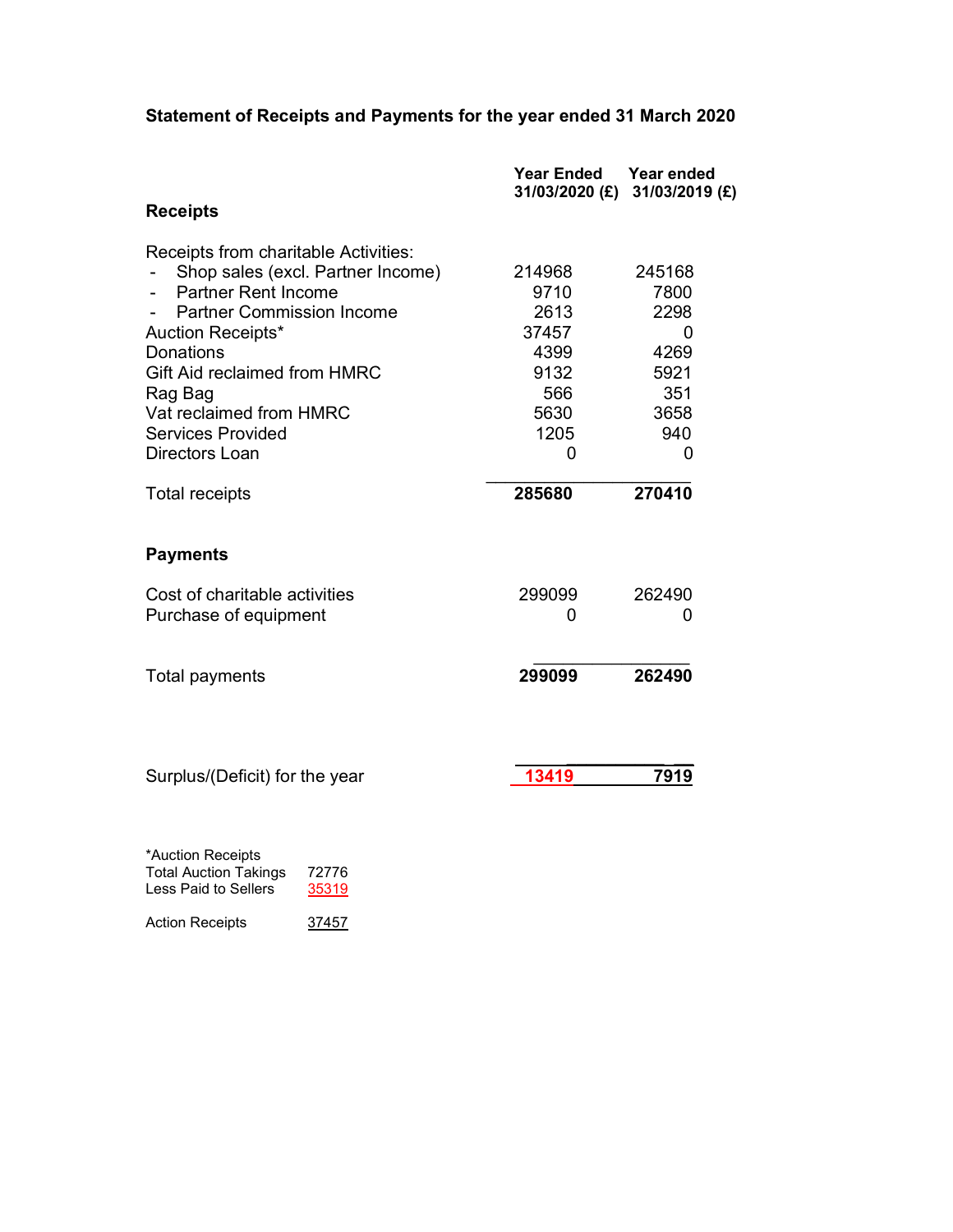**Statement of Receipts and Payments for the year ended 31 March 2020**

| Receipts | Year Ended 31/03/2020 (£) | Year ended 31/03/2019 (£) |
|---|---|---|
| Receipts from charitable Activities: | | |
| - Shop sales (excl. Partner Income) | 214968 | 245168 |
| - Partner Rent Income | 9710 | 7800 |
| - Partner Commission Income | 2613 | 2298 |
| Auction Receipts* | 37457 | 0 |
| Donations | 4399 | 4269 |
| Gift Aid reclaimed from HMRC | 9132 | 5921 |
| Rag Bag | 566 | 351 |
| Vat reclaimed from HMRC | 5630 | 3658 |
| Services Provided | 1205 | 940 |
| Directors Loan | 0 | 0 |
| Total receipts | **285680** | **270410** |

| Payments | Year Ended 31/03/2020 (£) | Year ended 31/03/2019 (£) |
|---|---|---|
| Cost of charitable activities | 299099 | 262490 |
| Purchase of equipment | 0 | 0 |
| Total payments | **299099** | **262490** |
| Surplus/(Deficit) for the year | **13419** | **7919** |

*Auction Receipts

| | |
|---|---|
| Total Auction Takings | 72776 |
| Less Paid to Sellers | 35319 |
| Action Receipts | 37457 |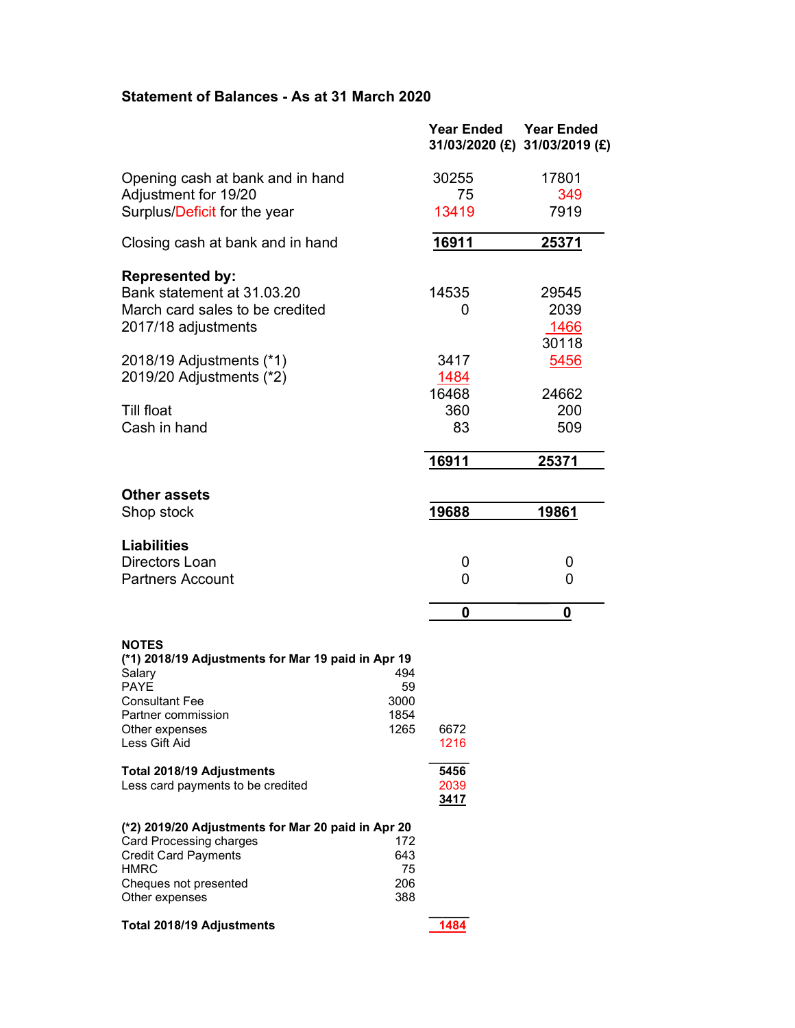## Statement of Balances - As at 31 March 2020

| | Year Ended 31/03/2020 (£) | Year Ended 31/03/2019 (£) |
|---|---|---|
| Opening cash at bank and in hand | 30255 | 17801 |
| Adjustment for 19/20 | 75 | 349 |
| Surplus/Deficit for the year | 13419 | 7919 |
| **Closing cash at bank and in hand** | **16911** | **25371** |
| **Represented by:** | | |
| Bank statement at 31.03.20 | 14535 | 29545 |
| March card sales to be credited | 0 | 2039 |
| 2017/18 adjustments | | 1466 |
| | | 30118 |
| 2018/19 Adjustments (*1) | 3417 | 5456 |
| 2019/20 Adjustments (*2) | 1484 | |
| | 16468 | 24662 |
| Till float | 360 | 200 |
| Cash in hand | 83 | 509 |
| | **16911** | **25371** |
| **Other assets** | | |
| Shop stock | **19688** | **19861** |
| **Liabilities** | | |
| Directors Loan | 0 | 0 |
| Partners Account | 0 | 0 |
| | **0** | **0** |

**NOTES**

**(*1) 2018/19 Adjustments for Mar 19 paid in Apr 19**

| | | |
|---|---|---|
| Salary | 494 | |
| PAYE | 59 | |
| Consultant Fee | 3000 | |
| Partner commission | 1854 | |
| Other expenses | 1265 | 6672 |
| Less Gift Aid | | 1216 |
| **Total 2018/19 Adjustments** | | **5456** |
| Less card payments to be credited | | 2039 |
| | | **3417** |

**(*2) 2019/20 Adjustments for Mar 20 paid in Apr 20**

| | | |
|---|---|---|
| Card Processing charges | 172 | |
| Credit Card Payments | 643 | |
| HMRC | 75 | |
| Cheques not presented | 206 | |
| Other expenses | 388 | |
| **Total 2018/19 Adjustments** | | **1484** |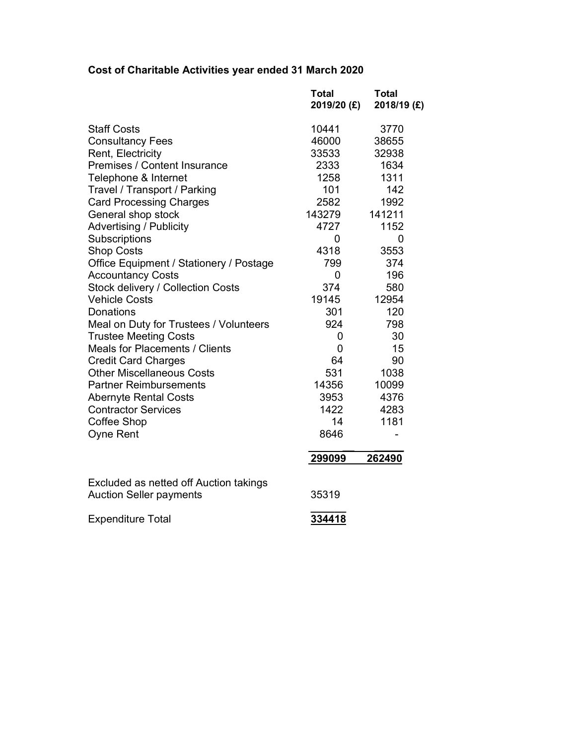**Cost of Charitable Activities year ended 31 March 2020**

| | Total 2019/20 (£) | Total 2018/19 (£) |
|---|---|---|
| Staff Costs | 10441 | 3770 |
| Consultancy Fees | 46000 | 38655 |
| Rent, Electricity | 33533 | 32938 |
| Premises / Content Insurance | 2333 | 1634 |
| Telephone & Internet | 1258 | 1311 |
| Travel / Transport / Parking | 101 | 142 |
| Card Processing Charges | 2582 | 1992 |
| General shop stock | 143279 | 141211 |
| Advertising / Publicity | 4727 | 1152 |
| Subscriptions | 0 | 0 |
| Shop Costs | 4318 | 3553 |
| Office Equipment / Stationery / Postage | 799 | 374 |
| Accountancy Costs | 0 | 196 |
| Stock delivery / Collection Costs | 374 | 580 |
| Vehicle Costs | 19145 | 12954 |
| Donations | 301 | 120 |
| Meal on Duty for Trustees / Volunteers | 924 | 798 |
| Trustee Meeting Costs | 0 | 30 |
| Meals for Placements / Clients | 0 | 15 |
| Credit Card Charges | 64 | 90 |
| Other Miscellaneous Costs | 531 | 1038 |
| Partner Reimbursements | 14356 | 10099 |
| Abernyte Rental Costs | 3953 | 4376 |
| Contractor Services | 1422 | 4283 |
| Coffee Shop | 14 | 1181 |
| Oyne Rent | 8646 | - |
| | **299099** | **262490** |
| Excluded as netted off Auction takings | | |
| Auction Seller payments | 35319 | |
| Expenditure Total | **334418** | |